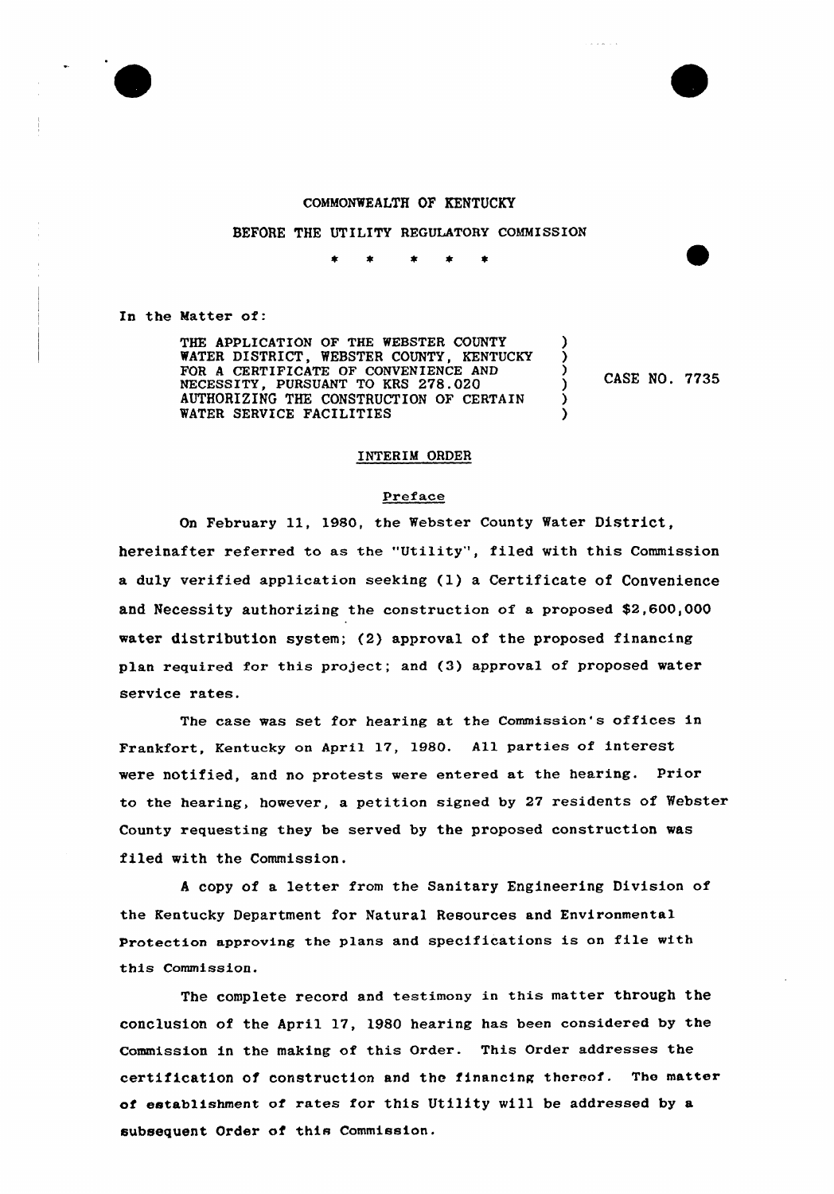COMMONWEALTH OF KENTUCKY

BEFORE THE UTILITY REGULATORY COMMISSION

\* \* \* \* \*

In the Matter of:

| | |
|---|---|
| THE APPLICATION OF THE WEBSTER COUNTY WATER DISTRICT, WEBSTER COUNTY, KENTUCKY FOR A CERTIFICATE OF CONVENIENCE AND NECESSITY, PURSUANT TO KRS 278.020 AUTHORIZING THE CONSTRUCTION OF CERTAIN WATER SERVICE FACILITIES | CASE NO. 7735 |

## INTERIM ORDER

### Preface

On February 11, 1980, the Webster County Water District, hereinafter referred to as the "Utility", filed with this Commission a duly verified application seeking (1) a Certificate of Convenience and Necessity authorizing the construction of a proposed $2,600,000 water distribution system; (2) approval of the proposed financing plan required for this project; and (3) approval of proposed water service rates.

The case was set for hearing at the Commission's offices in Frankfort, Kentucky on April 17, 1980. All parties of interest were notified, and no protests were entered at the hearing. Prior to the hearing, however, a petition signed by 27 residents of Webster County requesting they be served by the proposed construction was filed with the Commission.

A copy of a letter from the Sanitary Engineering Division of the Kentucky Department for Natural Resources and Environmental Protection approving the plans and specifications is on file with this Commission.

The complete record and testimony in this matter through the conclusion of the April 17, 1980 hearing has been considered by the Commission in the making of this Order. This Order addresses the certification of construction and the financing thereof. The matter of establishment of rates for this Utility will be addressed by a subsequent Order of this Commission.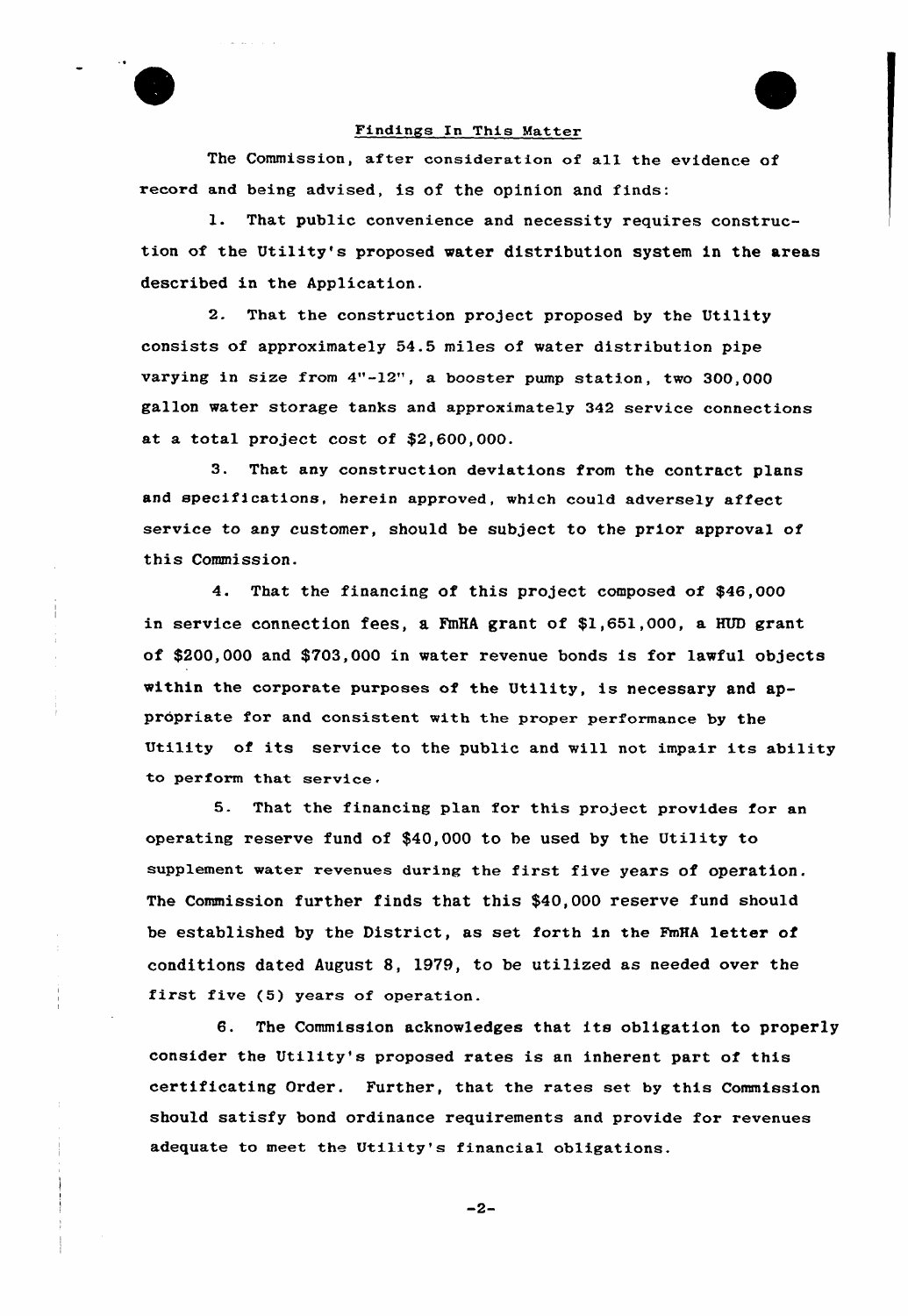## Findings In This Matter

The Commission, after consideration of all the evidence of record and being advised, is of the opinion and finds:

1. That public convenience and necessity requires construction of the Utility's proposed water distribution system in the areas described in the Application.

2. That the construction project proposed by the Utility consists of approximately 54.5 miles of water distribution pipe varying in size from 4"-12", a booster pump station, two 300,000 gallon water storage tanks and approximately 342 service connections at a total project cost of $2,600,000.

3. That any construction deviations from the contract plans and specifications, herein approved, which could adversely affect service to any customer, should be subject to the prior approval of this Commission.

4. That the financing of this project composed of $46,000 in service connection fees, a FmHA grant of $1,651,000, a HUD grant of $200,000 and $703,000 in water revenue bonds is for lawful objects within the corporate purposes of the Utility, is necessary and appropriate for and consistent with the proper performance by the Utility of its service to the public and will not impair its ability to perform that service.

5. That the financing plan for this project provides for an operating reserve fund of $40,000 to be used by the Utility to supplement water revenues during the first five years of operation. The Commission further finds that this $40,000 reserve fund should be established by the District, as set forth in the FmHA letter of conditions dated August 8, 1979, to be utilized as needed over the first five (5) years of operation.

6. The Commission acknowledges that its obligation to properly consider the Utility's proposed rates is an inherent part of this certificating Order. Further, that the rates set by this Commission should satisfy bond ordinance requirements and provide for revenues adequate to meet the Utility's financial obligations.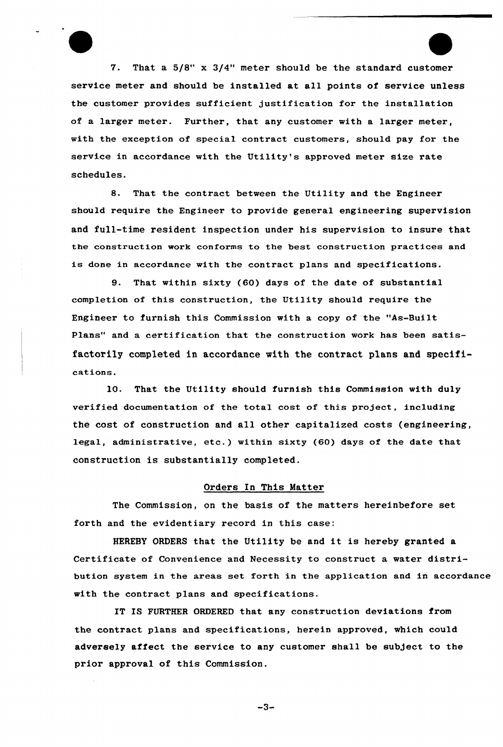7. That a 5/8" x 3/4" meter should be the standard customer service meter and should be installed at all points of service unless the customer provides sufficient justification for the installation of a larger meter. Further, that any customer with a larger meter, with the exception of special contract customers, should pay for the service in accordance with the Utility's approved meter size rate schedules.

8. That the contract between the Utility and the Engineer should require the Engineer to provide general engineering supervision and full-time resident inspection under his supervision to insure that the construction work conforms to the best construction practices and is done in accordance with the contract plans and specifications.

9. That within sixty (60) days of the date of substantial completion of this construction, the Utility should require the Engineer to furnish this Commission with a copy of the "As-Built Plans" and a certification that the construction work has been satisfactorily completed in accordance with the contract plans and specifications.

10. That the Utility should furnish this Commission with duly verified documentation of the total cost of this project, including the cost of construction and all other capitalized costs (engineering, legal, administrative, etc.) within sixty (60) days of the date that construction is substantially completed.

## Orders In This Matter

The Commission, on the basis of the matters hereinbefore set forth and the evidentiary record in this case:

HEREBY ORDERS that the Utility be and it is hereby granted a Certificate of Convenience and Necessity to construct a water distribution system in the areas set forth in the application and in accordance with the contract plans and specifications.

IT IS FURTHER ORDERED that any construction deviations from the contract plans and specifications, herein approved, which could adversely affect the service to any customer shall be subject to the prior approval of this Commission.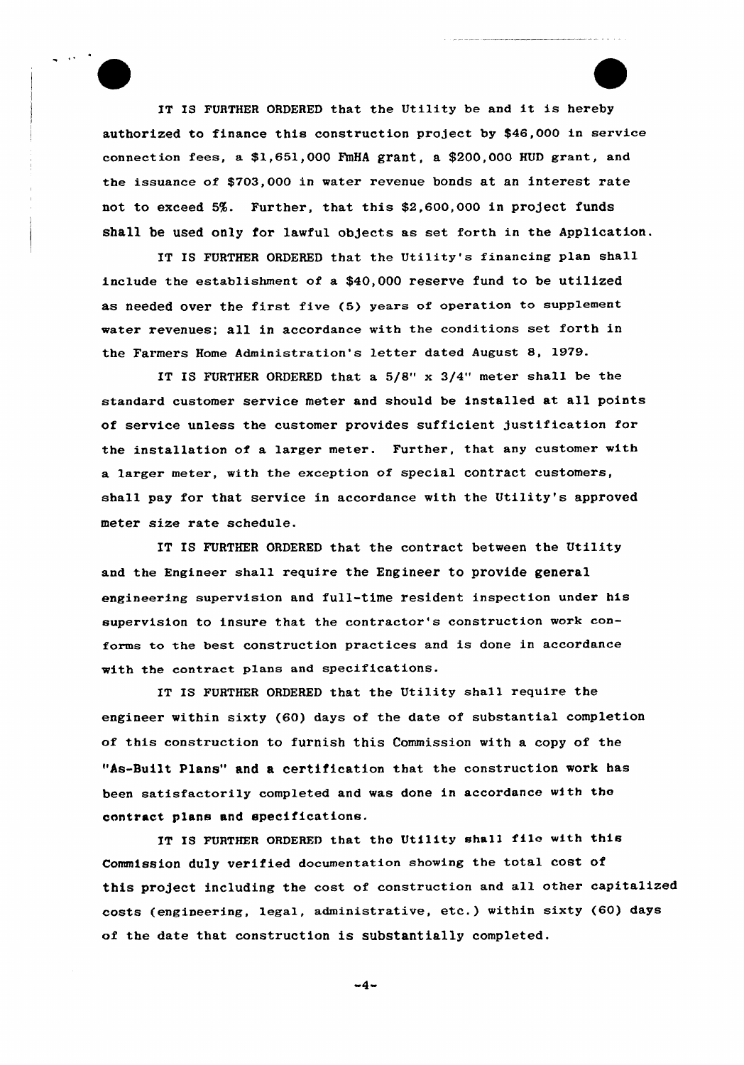IT IS FURTHER ORDERED that the Utility be and it is hereby authorized to finance this construction project by $46,000 in service connection fees, a $1,651,000 FmHA grant, a $200,000 HUD grant, and the issuance of $703,000 in water revenue bonds at an interest rate not to exceed 5%. Further, that this $2,600,000 in project funds shall be used only for lawful objects as set forth in the Application.

IT IS FURTHER ORDERED that the Utility's financing plan shall include the establishment of a $40,000 reserve fund to be utilized as needed over the first five (5) years of operation to supplement water revenues; all in accordance with the conditions set forth in the Farmers Home Administration's letter dated August 8, 1979.

IT IS FURTHER ORDERED that a 5/8" x 3/4" meter shall be the standard customer service meter and should be installed at all points of service unless the customer provides sufficient justification for the installation of a larger meter. Further, that any customer with a larger meter, with the exception of special contract customers, shall pay for that service in accordance with the Utility's approved meter size rate schedule.

IT IS FURTHER ORDERED that the contract between the Utility and the Engineer shall require the Engineer to provide general engineering supervision and full-time resident inspection under his supervision to insure that the contractor's construction work conforms to the best construction practices and is done in accordance with the contract plans and specifications.

IT IS FURTHER ORDERED that the Utility shall require the engineer within sixty (60) days of the date of substantial completion of this construction to furnish this Commission with a copy of the "As-Built Plans" and a certification that the construction work has been satisfactorily completed and was done in accordance with the contract plans and specifications.

IT IS FURTHER ORDERED that the Utility shall file with this Commission duly verified documentation showing the total cost of this project including the cost of construction and all other capitalized costs (engineering, legal, administrative, etc.) within sixty (60) days of the date that construction is substantially completed.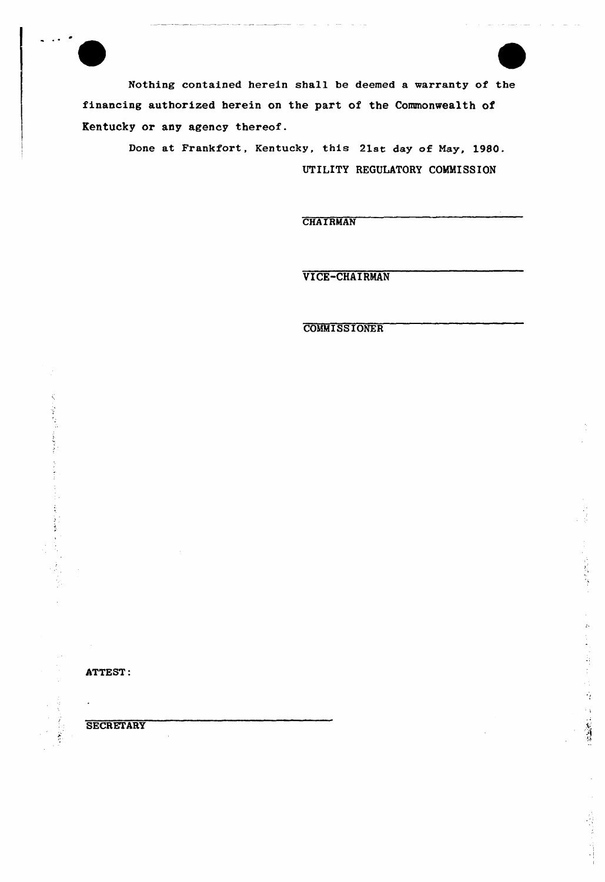Nothing contained herein shall be deemed a warranty of the financing authorized herein on the part of the Commonwealth of Kentucky or any agency thereof.

Done at Frankfort, Kentucky, this 21st day of May, 1980.

UTILITY REGULATORY COMMISSION

CHAIRMAN

VICE-CHAIRMAN

COMMISSIONER

ATTEST:

SECRETARY